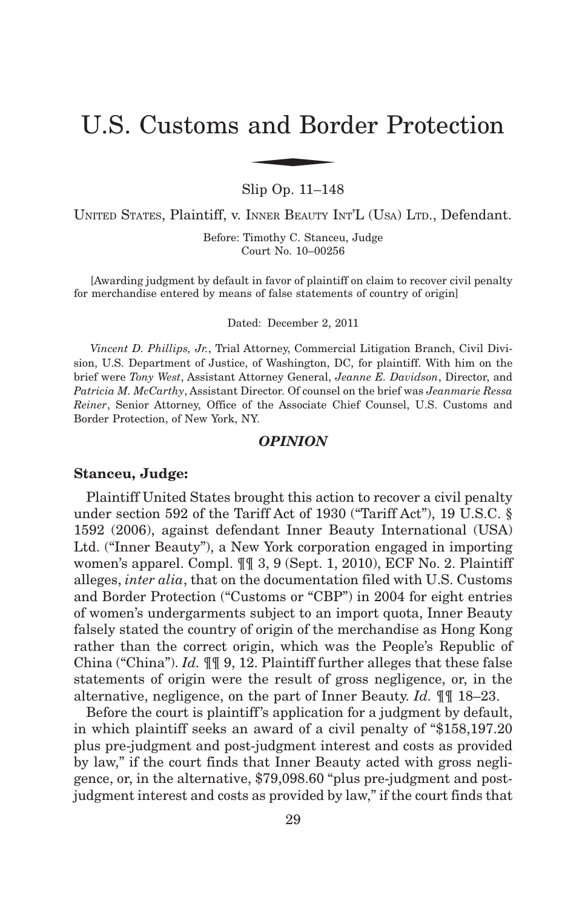# U.S. Customs and Border Protection

Slip Op. 11–148

UNITED STATES, Plaintiff, v. INNER BEAUTY INT'L (USA) LTD., Defendant.

Before: Timothy C. Stanceu, Judge
Court No. 10–00256

[Awarding judgment by default in favor of plaintiff on claim to recover civil penalty for merchandise entered by means of false statements of country of origin]

Dated: December 2, 2011

*Vincent D. Phillips, Jr.*, Trial Attorney, Commercial Litigation Branch, Civil Division, U.S. Department of Justice, of Washington, DC, for plaintiff. With him on the brief were *Tony West*, Assistant Attorney General, *Jeanne E. Davidson*, Director, and *Patricia M. McCarthy*, Assistant Director. Of counsel on the brief was *Jeanmarie Ressa Reiner*, Senior Attorney, Office of the Associate Chief Counsel, U.S. Customs and Border Protection, of New York, NY.

## *OPINION*

**Stanceu, Judge:**

Plaintiff United States brought this action to recover a civil penalty under section 592 of the Tariff Act of 1930 ("Tariff Act"), 19 U.S.C. § 1592 (2006), against defendant Inner Beauty International (USA) Ltd. ("Inner Beauty"), a New York corporation engaged in importing women's apparel. Compl. ¶¶ 3, 9 (Sept. 1, 2010), ECF No. 2. Plaintiff alleges, *inter alia*, that on the documentation filed with U.S. Customs and Border Protection ("Customs or "CBP") in 2004 for eight entries of women's undergarments subject to an import quota, Inner Beauty falsely stated the country of origin of the merchandise as Hong Kong rather than the correct origin, which was the People's Republic of China ("China"). *Id.* ¶¶ 9, 12. Plaintiff further alleges that these false statements of origin were the result of gross negligence, or, in the alternative, negligence, on the part of Inner Beauty. *Id.* ¶¶ 18–23.

Before the court is plaintiff's application for a judgment by default, in which plaintiff seeks an award of a civil penalty of "$158,197.20 plus pre-judgment and post-judgment interest and costs as provided by law," if the court finds that Inner Beauty acted with gross negligence, or, in the alternative, $79,098.60 "plus pre-judgment and post-judgment interest and costs as provided by law," if the court finds that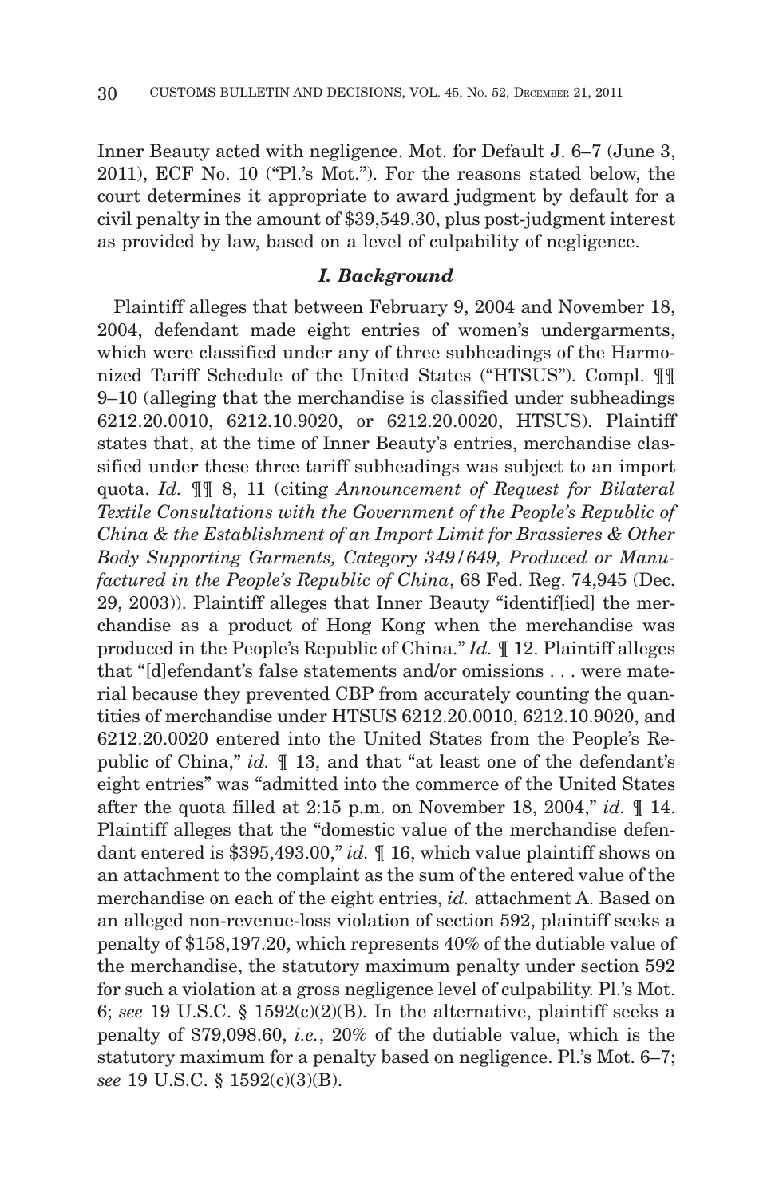Inner Beauty acted with negligence. Mot. for Default J. 6–7 (June 3, 2011), ECF No. 10 ("Pl.'s Mot."). For the reasons stated below, the court determines it appropriate to award judgment by default for a civil penalty in the amount of $39,549.30, plus post-judgment interest as provided by law, based on a level of culpability of negligence.

### *I. Background*

Plaintiff alleges that between February 9, 2004 and November 18, 2004, defendant made eight entries of women's undergarments, which were classified under any of three subheadings of the Harmonized Tariff Schedule of the United States ("HTSUS"). Compl. ¶¶ 9–10 (alleging that the merchandise is classified under subheadings 6212.20.0010, 6212.10.9020, or 6212.20.0020, HTSUS). Plaintiff states that, at the time of Inner Beauty's entries, merchandise classified under these three tariff subheadings was subject to an import quota. *Id.* ¶¶ 8, 11 (citing *Announcement of Request for Bilateral Textile Consultations with the Government of the People's Republic of China & the Establishment of an Import Limit for Brassieres & Other Body Supporting Garments, Category 349/649, Produced or Manufactured in the People's Republic of China*, 68 Fed. Reg. 74,945 (Dec. 29, 2003)). Plaintiff alleges that Inner Beauty "identif[ied] the merchandise as a product of Hong Kong when the merchandise was produced in the People's Republic of China." *Id.* ¶ 12. Plaintiff alleges that "[d]efendant's false statements and/or omissions . . . were material because they prevented CBP from accurately counting the quantities of merchandise under HTSUS 6212.20.0010, 6212.10.9020, and 6212.20.0020 entered into the United States from the People's Republic of China," *id.* ¶ 13, and that "at least one of the defendant's eight entries" was "admitted into the commerce of the United States after the quota filled at 2:15 p.m. on November 18, 2004," *id.* ¶ 14. Plaintiff alleges that the "domestic value of the merchandise defendant entered is $395,493.00," *id.* ¶ 16, which value plaintiff shows on an attachment to the complaint as the sum of the entered value of the merchandise on each of the eight entries, *id.* attachment A. Based on an alleged non-revenue-loss violation of section 592, plaintiff seeks a penalty of $158,197.20, which represents 40% of the dutiable value of the merchandise, the statutory maximum penalty under section 592 for such a violation at a gross negligence level of culpability. Pl.'s Mot. 6; *see* 19 U.S.C. § 1592(c)(2)(B). In the alternative, plaintiff seeks a penalty of $79,098.60, *i.e.*, 20% of the dutiable value, which is the statutory maximum for a penalty based on negligence. Pl.'s Mot. 6–7; *see* 19 U.S.C. § 1592(c)(3)(B).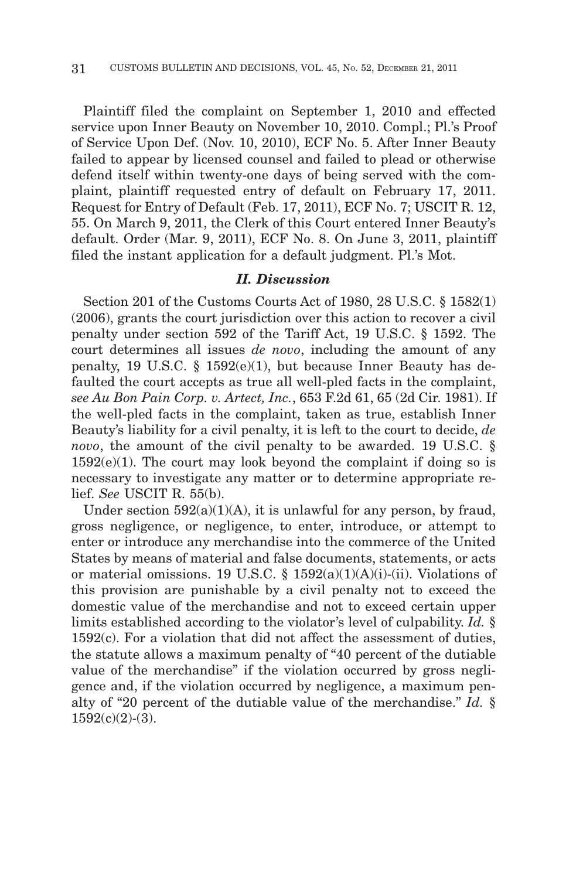Plaintiff filed the complaint on September 1, 2010 and effected service upon Inner Beauty on November 10, 2010. Compl.; Pl.'s Proof of Service Upon Def. (Nov. 10, 2010), ECF No. 5. After Inner Beauty failed to appear by licensed counsel and failed to plead or otherwise defend itself within twenty-one days of being served with the complaint, plaintiff requested entry of default on February 17, 2011. Request for Entry of Default (Feb. 17, 2011), ECF No. 7; USCIT R. 12, 55. On March 9, 2011, the Clerk of this Court entered Inner Beauty's default. Order (Mar. 9, 2011), ECF No. 8. On June 3, 2011, plaintiff filed the instant application for a default judgment. Pl.'s Mot.

### *II. Discussion*

Section 201 of the Customs Courts Act of 1980, 28 U.S.C. § 1582(1) (2006), grants the court jurisdiction over this action to recover a civil penalty under section 592 of the Tariff Act, 19 U.S.C. § 1592. The court determines all issues *de novo*, including the amount of any penalty, 19 U.S.C. § 1592(e)(1), but because Inner Beauty has defaulted the court accepts as true all well-pled facts in the complaint, *see Au Bon Pain Corp. v. Artect, Inc.*, 653 F.2d 61, 65 (2d Cir. 1981). If the well-pled facts in the complaint, taken as true, establish Inner Beauty's liability for a civil penalty, it is left to the court to decide, *de novo*, the amount of the civil penalty to be awarded. 19 U.S.C. § 1592(e)(1). The court may look beyond the complaint if doing so is necessary to investigate any matter or to determine appropriate relief. *See* USCIT R. 55(b).

Under section 592(a)(1)(A), it is unlawful for any person, by fraud, gross negligence, or negligence, to enter, introduce, or attempt to enter or introduce any merchandise into the commerce of the United States by means of material and false documents, statements, or acts or material omissions. 19 U.S.C. § 1592(a)(1)(A)(i)-(ii). Violations of this provision are punishable by a civil penalty not to exceed the domestic value of the merchandise and not to exceed certain upper limits established according to the violator's level of culpability. *Id.* § 1592(c). For a violation that did not affect the assessment of duties, the statute allows a maximum penalty of "40 percent of the dutiable value of the merchandise" if the violation occurred by gross negligence and, if the violation occurred by negligence, a maximum penalty of "20 percent of the dutiable value of the merchandise." *Id.* § 1592(c)(2)-(3).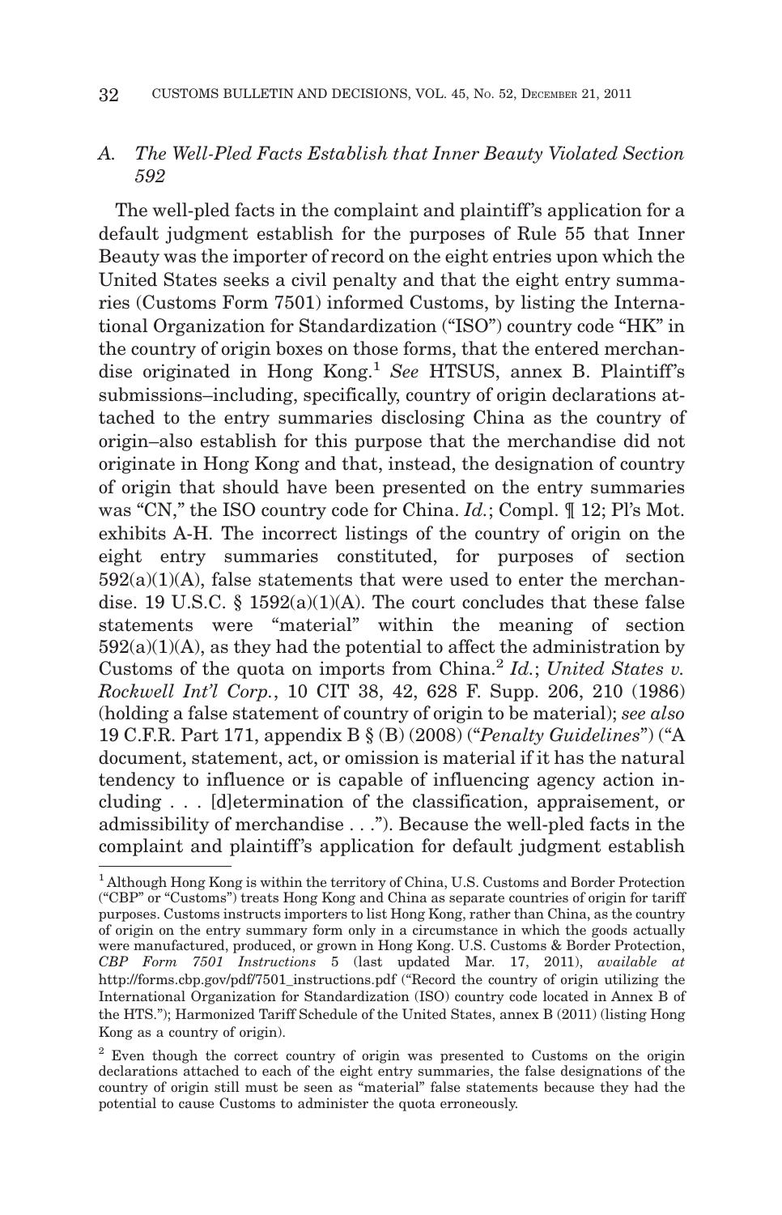### *A. The Well-Pled Facts Establish that Inner Beauty Violated Section 592*

The well-pled facts in the complaint and plaintiff's application for a default judgment establish for the purposes of Rule 55 that Inner Beauty was the importer of record on the eight entries upon which the United States seeks a civil penalty and that the eight entry summaries (Customs Form 7501) informed Customs, by listing the International Organization for Standardization ("ISO") country code "HK" in the country of origin boxes on those forms, that the entered merchandise originated in Hong Kong.[1] *See* HTSUS, annex B. Plaintiff's submissions–including, specifically, country of origin declarations attached to the entry summaries disclosing China as the country of origin–also establish for this purpose that the merchandise did not originate in Hong Kong and that, instead, the designation of country of origin that should have been presented on the entry summaries was "CN," the ISO country code for China. *Id.*; Compl. ¶ 12; Pl's Mot. exhibits A-H. The incorrect listings of the country of origin on the eight entry summaries constituted, for purposes of section 592(a)(1)(A), false statements that were used to enter the merchandise. 19 U.S.C. § 1592(a)(1)(A). The court concludes that these false statements were "material" within the meaning of section 592(a)(1)(A), as they had the potential to affect the administration by Customs of the quota on imports from China.[2] *Id.*; *United States v. Rockwell Int'l Corp.*, 10 CIT 38, 42, 628 F. Supp. 206, 210 (1986) (holding a false statement of country of origin to be material); *see also* 19 C.F.R. Part 171, appendix B § (B) (2008) ("*Penalty Guidelines*") ("A document, statement, act, or omission is material if it has the natural tendency to influence or is capable of influencing agency action including . . . [d]etermination of the classification, appraisement, or admissibility of merchandise . . ."). Because the well-pled facts in the complaint and plaintiff's application for default judgment establish

---

[1] Although Hong Kong is within the territory of China, U.S. Customs and Border Protection ("CBP" or "Customs") treats Hong Kong and China as separate countries of origin for tariff purposes. Customs instructs importers to list Hong Kong, rather than China, as the country of origin on the entry summary form only in a circumstance in which the goods actually were manufactured, produced, or grown in Hong Kong. U.S. Customs & Border Protection, *CBP Form 7501 Instructions* 5 (last updated Mar. 17, 2011), *available at* http://forms.cbp.gov/pdf/7501_instructions.pdf ("Record the country of origin utilizing the International Organization for Standardization (ISO) country code located in Annex B of the HTS."); Harmonized Tariff Schedule of the United States, annex B (2011) (listing Hong Kong as a country of origin).

[2] Even though the correct country of origin was presented to Customs on the origin declarations attached to each of the eight entry summaries, the false designations of the country of origin still must be seen as "material" false statements because they had the potential to cause Customs to administer the quota erroneously.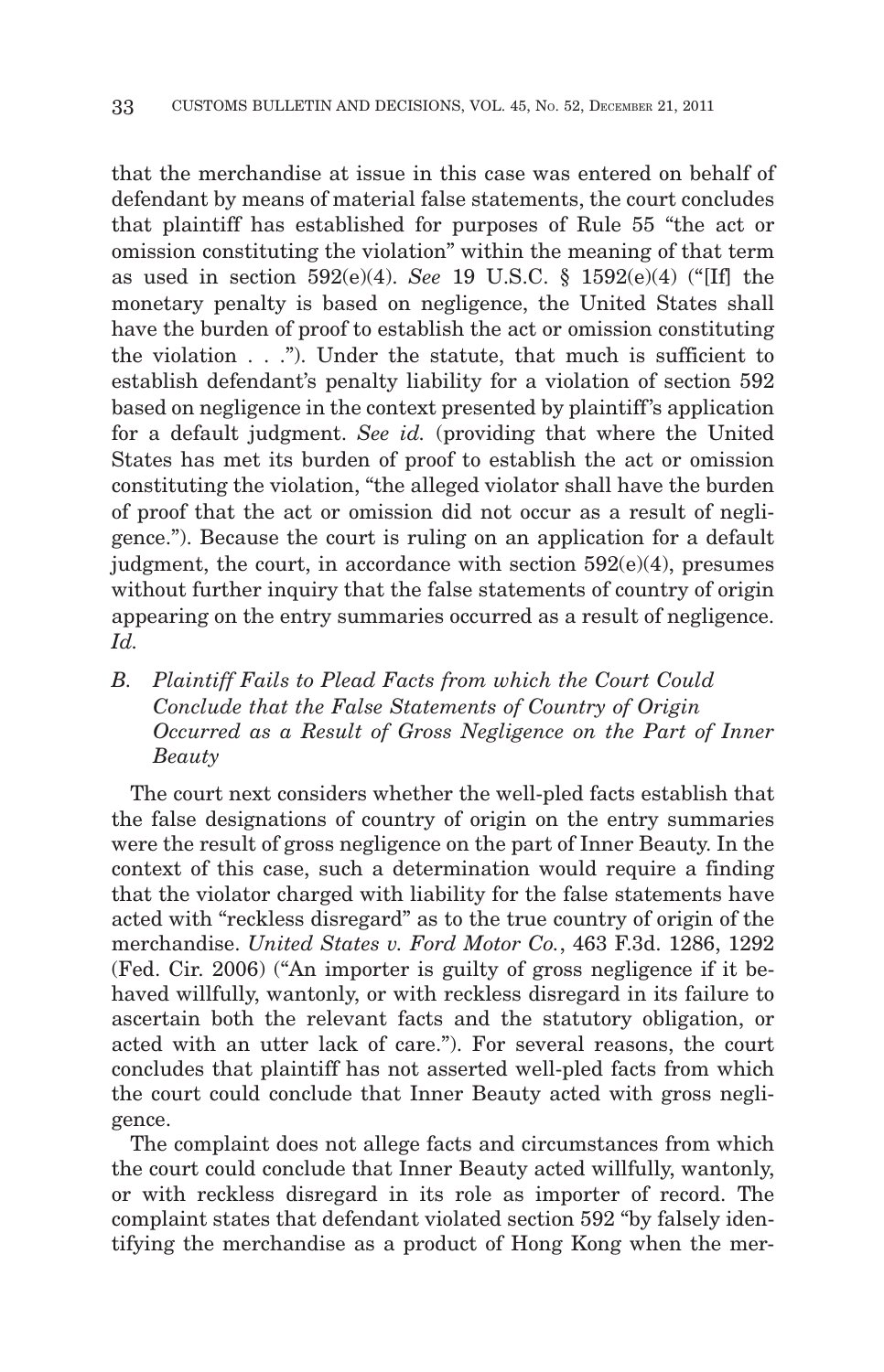that the merchandise at issue in this case was entered on behalf of defendant by means of material false statements, the court concludes that plaintiff has established for purposes of Rule 55 "the act or omission constituting the violation" within the meaning of that term as used in section 592(e)(4). *See* 19 U.S.C. § 1592(e)(4) ("[If] the monetary penalty is based on negligence, the United States shall have the burden of proof to establish the act or omission constituting the violation . . ."). Under the statute, that much is sufficient to establish defendant's penalty liability for a violation of section 592 based on negligence in the context presented by plaintiff's application for a default judgment. *See id.* (providing that where the United States has met its burden of proof to establish the act or omission constituting the violation, "the alleged violator shall have the burden of proof that the act or omission did not occur as a result of negligence."). Because the court is ruling on an application for a default judgment, the court, in accordance with section 592(e)(4), presumes without further inquiry that the false statements of country of origin appearing on the entry summaries occurred as a result of negligence. *Id.*

### *B. Plaintiff Fails to Plead Facts from which the Court Could Conclude that the False Statements of Country of Origin Occurred as a Result of Gross Negligence on the Part of Inner Beauty*

The court next considers whether the well-pled facts establish that the false designations of country of origin on the entry summaries were the result of gross negligence on the part of Inner Beauty. In the context of this case, such a determination would require a finding that the violator charged with liability for the false statements have acted with "reckless disregard" as to the true country of origin of the merchandise. *United States v. Ford Motor Co.*, 463 F.3d. 1286, 1292 (Fed. Cir. 2006) ("An importer is guilty of gross negligence if it behaved willfully, wantonly, or with reckless disregard in its failure to ascertain both the relevant facts and the statutory obligation, or acted with an utter lack of care."). For several reasons, the court concludes that plaintiff has not asserted well-pled facts from which the court could conclude that Inner Beauty acted with gross negligence.

The complaint does not allege facts and circumstances from which the court could conclude that Inner Beauty acted willfully, wantonly, or with reckless disregard in its role as importer of record. The complaint states that defendant violated section 592 "by falsely identifying the merchandise as a product of Hong Kong when the mer-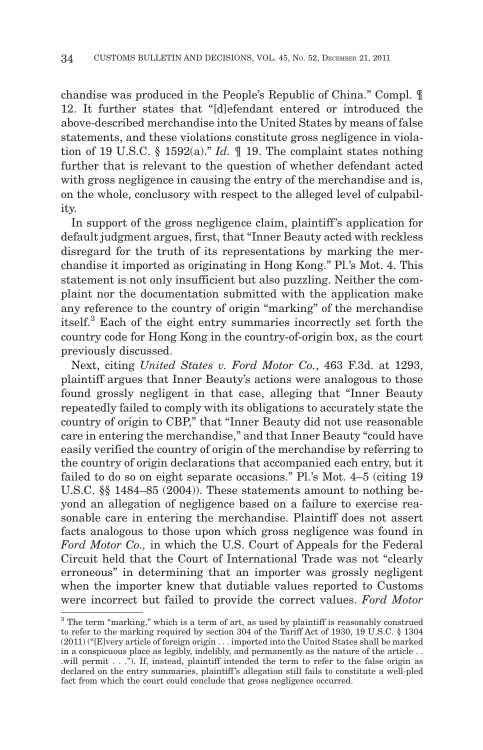chandise was produced in the People's Republic of China." Compl. ¶ 12. It further states that "[d]efendant entered or introduced the above-described merchandise into the United States by means of false statements, and these violations constitute gross negligence in violation of 19 U.S.C. § 1592(a)." *Id.* ¶ 19. The complaint states nothing further that is relevant to the question of whether defendant acted with gross negligence in causing the entry of the merchandise and is, on the whole, conclusory with respect to the alleged level of culpability.

In support of the gross negligence claim, plaintiff's application for default judgment argues, first, that "Inner Beauty acted with reckless disregard for the truth of its representations by marking the merchandise it imported as originating in Hong Kong." Pl.'s Mot. 4. This statement is not only insufficient but also puzzling. Neither the complaint nor the documentation submitted with the application make any reference to the country of origin "marking" of the merchandise itself.[3] Each of the eight entry summaries incorrectly set forth the country code for Hong Kong in the country-of-origin box, as the court previously discussed.

Next, citing *United States v. Ford Motor Co.*, 463 F.3d. at 1293, plaintiff argues that Inner Beauty's actions were analogous to those found grossly negligent in that case, alleging that "Inner Beauty repeatedly failed to comply with its obligations to accurately state the country of origin to CBP," that "Inner Beauty did not use reasonable care in entering the merchandise," and that Inner Beauty "could have easily verified the country of origin of the merchandise by referring to the country of origin declarations that accompanied each entry, but it failed to do so on eight separate occasions." Pl.'s Mot. 4–5 (citing 19 U.S.C. §§ 1484–85 (2004)). These statements amount to nothing beyond an allegation of negligence based on a failure to exercise reasonable care in entering the merchandise. Plaintiff does not assert facts analogous to those upon which gross negligence was found in *Ford Motor Co.,* in which the U.S. Court of Appeals for the Federal Circuit held that the Court of International Trade was not "clearly erroneous" in determining that an importer was grossly negligent when the importer knew that dutiable values reported to Customs were incorrect but failed to provide the correct values. *Ford Motor*

---

[3] The term "marking," which is a term of art, as used by plaintiff is reasonably construed to refer to the marking required by section 304 of the Tariff Act of 1930, 19 U.S.C. § 1304 (2011) ("[E]very article of foreign origin . . . imported into the United States shall be marked in a conspicuous place as legibly, indelibly, and permanently as the nature of the article . . .will permit . . ."). If, instead, plaintiff intended the term to refer to the false origin as declared on the entry summaries, plaintiff's allegation still fails to constitute a well-pled fact from which the court could conclude that gross negligence occurred.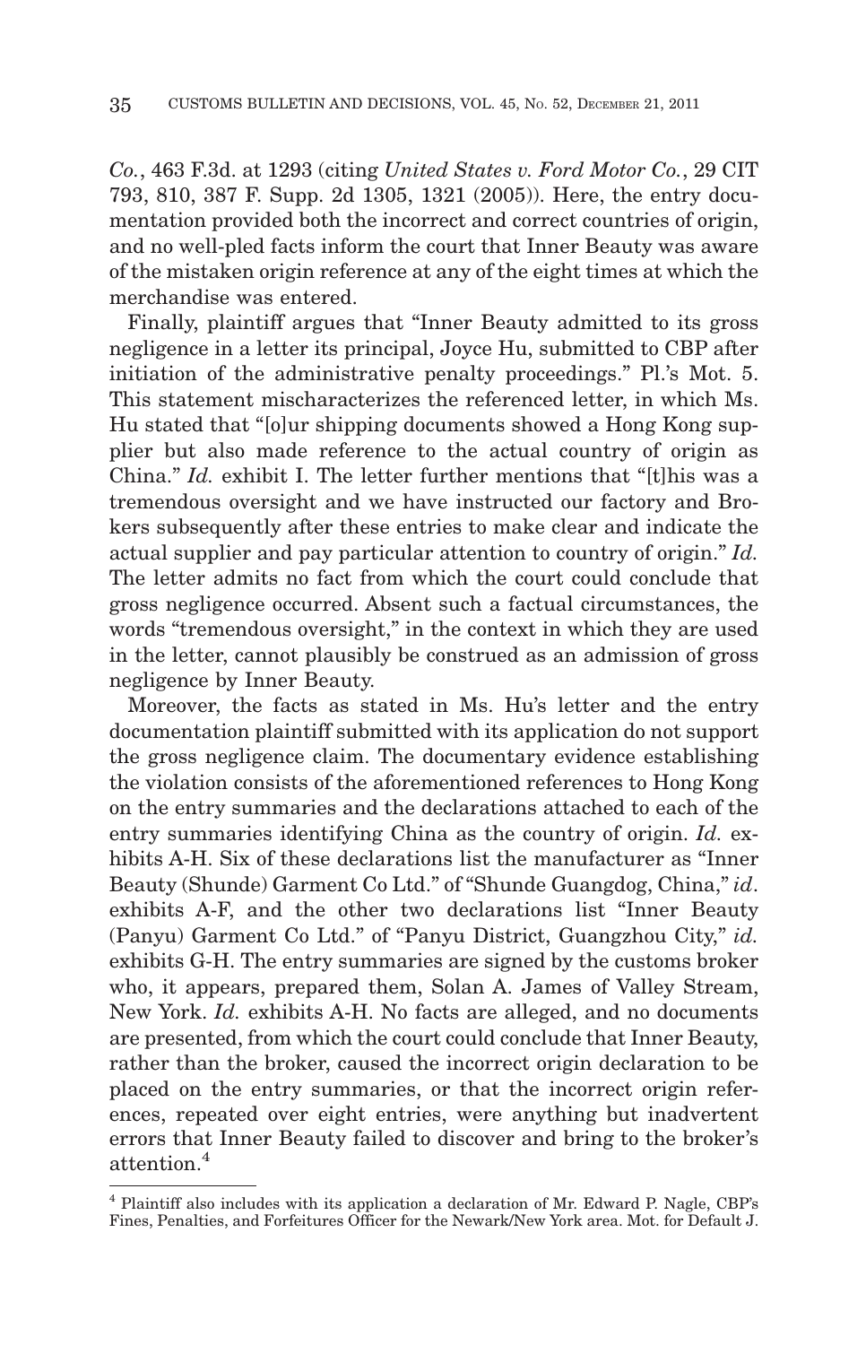*Co.*, 463 F.3d. at 1293 (citing *United States v. Ford Motor Co.*, 29 CIT 793, 810, 387 F. Supp. 2d 1305, 1321 (2005)). Here, the entry documentation provided both the incorrect and correct countries of origin, and no well-pled facts inform the court that Inner Beauty was aware of the mistaken origin reference at any of the eight times at which the merchandise was entered.

Finally, plaintiff argues that "Inner Beauty admitted to its gross negligence in a letter its principal, Joyce Hu, submitted to CBP after initiation of the administrative penalty proceedings." Pl.'s Mot. 5. This statement mischaracterizes the referenced letter, in which Ms. Hu stated that "[o]ur shipping documents showed a Hong Kong supplier but also made reference to the actual country of origin as China." *Id.* exhibit I. The letter further mentions that "[t]his was a tremendous oversight and we have instructed our factory and Brokers subsequently after these entries to make clear and indicate the actual supplier and pay particular attention to country of origin." *Id.* The letter admits no fact from which the court could conclude that gross negligence occurred. Absent such a factual circumstances, the words "tremendous oversight," in the context in which they are used in the letter, cannot plausibly be construed as an admission of gross negligence by Inner Beauty.

Moreover, the facts as stated in Ms. Hu's letter and the entry documentation plaintiff submitted with its application do not support the gross negligence claim. The documentary evidence establishing the violation consists of the aforementioned references to Hong Kong on the entry summaries and the declarations attached to each of the entry summaries identifying China as the country of origin. *Id.* exhibits A-H. Six of these declarations list the manufacturer as "Inner Beauty (Shunde) Garment Co Ltd." of "Shunde Guangdog, China," *id*. exhibits A-F, and the other two declarations list "Inner Beauty (Panyu) Garment Co Ltd." of "Panyu District, Guangzhou City," *id.* exhibits G-H. The entry summaries are signed by the customs broker who, it appears, prepared them, Solan A. James of Valley Stream, New York. *Id.* exhibits A-H. No facts are alleged, and no documents are presented, from which the court could conclude that Inner Beauty, rather than the broker, caused the incorrect origin declaration to be placed on the entry summaries, or that the incorrect origin references, repeated over eight entries, were anything but inadvertent errors that Inner Beauty failed to discover and bring to the broker's attention.[4]

[4] Plaintiff also includes with its application a declaration of Mr. Edward P. Nagle, CBP's Fines, Penalties, and Forfeitures Officer for the Newark/New York area. Mot. for Default J.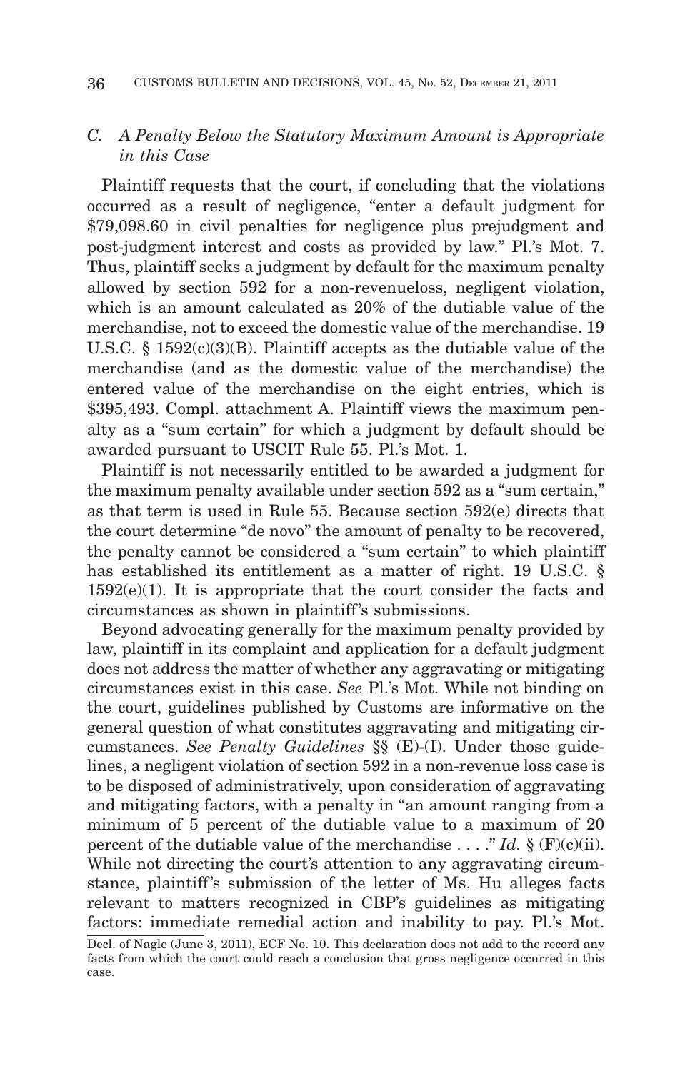### *C. A Penalty Below the Statutory Maximum Amount is Appropriate in this Case*

Plaintiff requests that the court, if concluding that the violations occurred as a result of negligence, "enter a default judgment for $79,098.60 in civil penalties for negligence plus prejudgment and post-judgment interest and costs as provided by law." Pl.'s Mot. 7. Thus, plaintiff seeks a judgment by default for the maximum penalty allowed by section 592 for a non-revenueloss, negligent violation, which is an amount calculated as 20% of the dutiable value of the merchandise, not to exceed the domestic value of the merchandise. 19 U.S.C. § 1592(c)(3)(B). Plaintiff accepts as the dutiable value of the merchandise (and as the domestic value of the merchandise) the entered value of the merchandise on the eight entries, which is $395,493. Compl. attachment A. Plaintiff views the maximum penalty as a "sum certain" for which a judgment by default should be awarded pursuant to USCIT Rule 55. Pl.'s Mot. 1.

Plaintiff is not necessarily entitled to be awarded a judgment for the maximum penalty available under section 592 as a "sum certain," as that term is used in Rule 55. Because section 592(e) directs that the court determine "de novo" the amount of penalty to be recovered, the penalty cannot be considered a "sum certain" to which plaintiff has established its entitlement as a matter of right. 19 U.S.C. § 1592(e)(1). It is appropriate that the court consider the facts and circumstances as shown in plaintiff's submissions.

Beyond advocating generally for the maximum penalty provided by law, plaintiff in its complaint and application for a default judgment does not address the matter of whether any aggravating or mitigating circumstances exist in this case. *See* Pl.'s Mot. While not binding on the court, guidelines published by Customs are informative on the general question of what constitutes aggravating and mitigating circumstances. *See Penalty Guidelines* §§ (E)-(I). Under those guidelines, a negligent violation of section 592 in a non-revenue loss case is to be disposed of administratively, upon consideration of aggravating and mitigating factors, with a penalty in "an amount ranging from a minimum of 5 percent of the dutiable value to a maximum of 20 percent of the dutiable value of the merchandise . . . ." *Id.* § (F)(c)(ii). While not directing the court's attention to any aggravating circumstance, plaintiff's submission of the letter of Ms. Hu alleges facts relevant to matters recognized in CBP's guidelines as mitigating factors: immediate remedial action and inability to pay. Pl.'s Mot.

---

Decl. of Nagle (June 3, 2011), ECF No. 10. This declaration does not add to the record any facts from which the court could reach a conclusion that gross negligence occurred in this case.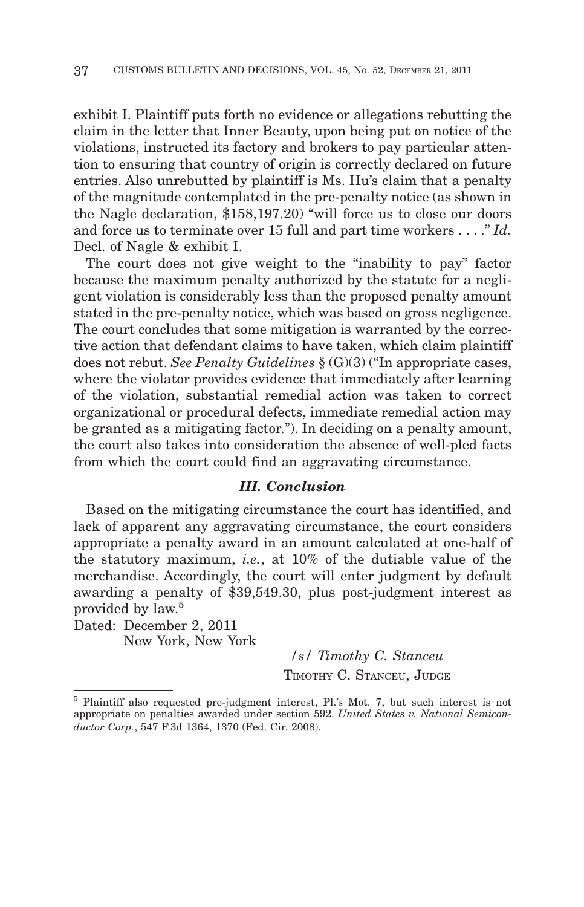exhibit I. Plaintiff puts forth no evidence or allegations rebutting the claim in the letter that Inner Beauty, upon being put on notice of the violations, instructed its factory and brokers to pay particular attention to ensuring that country of origin is correctly declared on future entries. Also unrebutted by plaintiff is Ms. Hu's claim that a penalty of the magnitude contemplated in the pre-penalty notice (as shown in the Nagle declaration, $158,197.20) "will force us to close our doors and force us to terminate over 15 full and part time workers . . . ." *Id.* Decl. of Nagle & exhibit I.

The court does not give weight to the "inability to pay" factor because the maximum penalty authorized by the statute for a negligent violation is considerably less than the proposed penalty amount stated in the pre-penalty notice, which was based on gross negligence. The court concludes that some mitigation is warranted by the corrective action that defendant claims to have taken, which claim plaintiff does not rebut. *See Penalty Guidelines* § (G)(3) ("In appropriate cases, where the violator provides evidence that immediately after learning of the violation, substantial remedial action was taken to correct organizational or procedural defects, immediate remedial action may be granted as a mitigating factor."). In deciding on a penalty amount, the court also takes into consideration the absence of well-pled facts from which the court could find an aggravating circumstance.

### *III. Conclusion*

Based on the mitigating circumstance the court has identified, and lack of apparent any aggravating circumstance, the court considers appropriate a penalty award in an amount calculated at one-half of the statutory maximum, *i.e.*, at 10% of the dutiable value of the merchandise. Accordingly, the court will enter judgment by default awarding a penalty of $39,549.30, plus post-judgment interest as provided by law.[5]

Dated: December 2, 2011
New York, New York

*/s/ Timothy C. Stanceu*
TIMOTHY C. STANCEU, JUDGE

---

[5] Plaintiff also requested pre-judgment interest, Pl.'s Mot. 7, but such interest is not appropriate on penalties awarded under section 592. *United States v. National Semiconductor Corp.*, 547 F.3d 1364, 1370 (Fed. Cir. 2008).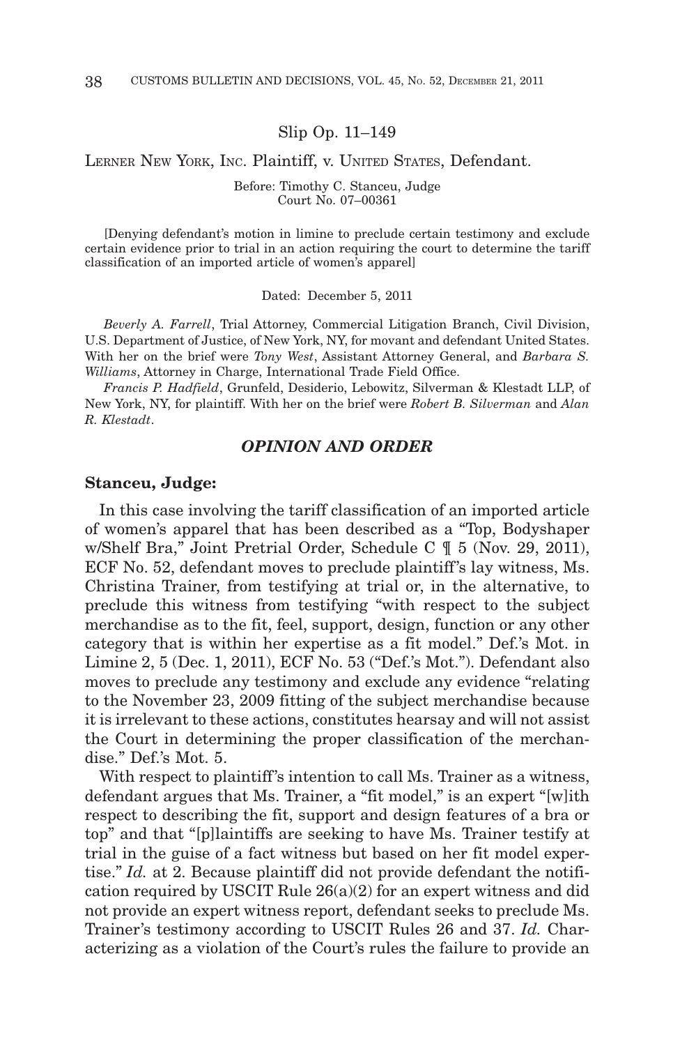Slip Op. 11–149

LERNER NEW YORK, INC. Plaintiff, v. UNITED STATES, Defendant.

Before: Timothy C. Stanceu, Judge
Court No. 07–00361

[Denying defendant's motion in limine to preclude certain testimony and exclude certain evidence prior to trial in an action requiring the court to determine the tariff classification of an imported article of women's apparel]

Dated: December 5, 2011

*Beverly A. Farrell*, Trial Attorney, Commercial Litigation Branch, Civil Division, U.S. Department of Justice, of New York, NY, for movant and defendant United States. With her on the brief were *Tony West*, Assistant Attorney General, and *Barbara S. Williams*, Attorney in Charge, International Trade Field Office.

*Francis P. Hadfield*, Grunfeld, Desiderio, Lebowitz, Silverman & Klestadt LLP, of New York, NY, for plaintiff. With her on the brief were *Robert B. Silverman* and *Alan R. Klestadt*.

## *OPINION AND ORDER*

**Stanceu, Judge:**

In this case involving the tariff classification of an imported article of women's apparel that has been described as a "Top, Bodyshaper w/Shelf Bra," Joint Pretrial Order, Schedule C ¶ 5 (Nov. 29, 2011), ECF No. 52, defendant moves to preclude plaintiff's lay witness, Ms. Christina Trainer, from testifying at trial or, in the alternative, to preclude this witness from testifying "with respect to the subject merchandise as to the fit, feel, support, design, function or any other category that is within her expertise as a fit model." Def.'s Mot. in Limine 2, 5 (Dec. 1, 2011), ECF No. 53 ("Def.'s Mot."). Defendant also moves to preclude any testimony and exclude any evidence "relating to the November 23, 2009 fitting of the subject merchandise because it is irrelevant to these actions, constitutes hearsay and will not assist the Court in determining the proper classification of the merchandise." Def.'s Mot. 5.

With respect to plaintiff's intention to call Ms. Trainer as a witness, defendant argues that Ms. Trainer, a "fit model," is an expert "[w]ith respect to describing the fit, support and design features of a bra or top" and that "[p]laintiffs are seeking to have Ms. Trainer testify at trial in the guise of a fact witness but based on her fit model expertise." *Id.* at 2. Because plaintiff did not provide defendant the notification required by USCIT Rule 26(a)(2) for an expert witness and did not provide an expert witness report, defendant seeks to preclude Ms. Trainer's testimony according to USCIT Rules 26 and 37. *Id.* Characterizing as a violation of the Court's rules the failure to provide an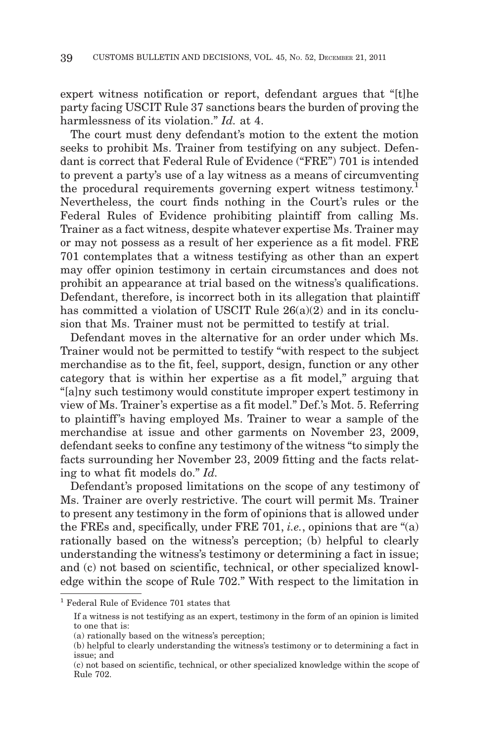expert witness notification or report, defendant argues that "[t]he party facing USCIT Rule 37 sanctions bears the burden of proving the harmlessness of its violation." *Id.* at 4.

The court must deny defendant's motion to the extent the motion seeks to prohibit Ms. Trainer from testifying on any subject. Defendant is correct that Federal Rule of Evidence ("FRE") 701 is intended to prevent a party's use of a lay witness as a means of circumventing the procedural requirements governing expert witness testimony.[1] Nevertheless, the court finds nothing in the Court's rules or the Federal Rules of Evidence prohibiting plaintiff from calling Ms. Trainer as a fact witness, despite whatever expertise Ms. Trainer may or may not possess as a result of her experience as a fit model. FRE 701 contemplates that a witness testifying as other than an expert may offer opinion testimony in certain circumstances and does not prohibit an appearance at trial based on the witness's qualifications. Defendant, therefore, is incorrect both in its allegation that plaintiff has committed a violation of USCIT Rule 26(a)(2) and in its conclusion that Ms. Trainer must not be permitted to testify at trial.

Defendant moves in the alternative for an order under which Ms. Trainer would not be permitted to testify "with respect to the subject merchandise as to the fit, feel, support, design, function or any other category that is within her expertise as a fit model," arguing that "[a]ny such testimony would constitute improper expert testimony in view of Ms. Trainer's expertise as a fit model." Def.'s Mot. 5. Referring to plaintiff's having employed Ms. Trainer to wear a sample of the merchandise at issue and other garments on November 23, 2009, defendant seeks to confine any testimony of the witness "to simply the facts surrounding her November 23, 2009 fitting and the facts relating to what fit models do." *Id.*

Defendant's proposed limitations on the scope of any testimony of Ms. Trainer are overly restrictive. The court will permit Ms. Trainer to present any testimony in the form of opinions that is allowed under the FREs and, specifically, under FRE 701, *i.e.*, opinions that are "(a) rationally based on the witness's perception; (b) helpful to clearly understanding the witness's testimony or determining a fact in issue; and (c) not based on scientific, technical, or other specialized knowledge within the scope of Rule 702." With respect to the limitation in

---

[1] Federal Rule of Evidence 701 states that

> If a witness is not testifying as an expert, testimony in the form of an opinion is limited to one that is:
>
> (a) rationally based on the witness's perception;
>
> (b) helpful to clearly understanding the witness's testimony or to determining a fact in issue; and
>
> (c) not based on scientific, technical, or other specialized knowledge within the scope of Rule 702.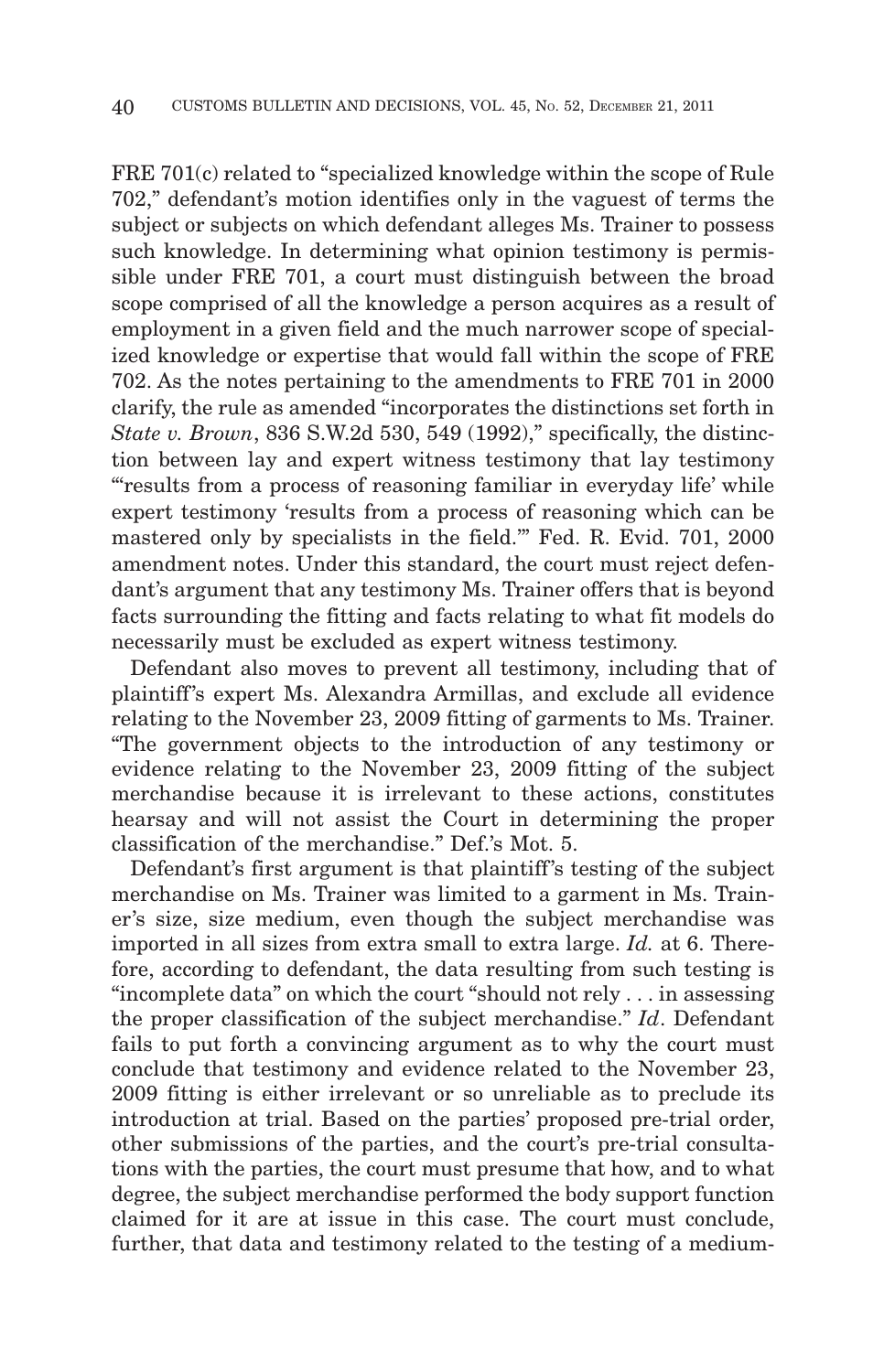FRE 701(c) related to "specialized knowledge within the scope of Rule 702," defendant's motion identifies only in the vaguest of terms the subject or subjects on which defendant alleges Ms. Trainer to possess such knowledge. In determining what opinion testimony is permissible under FRE 701, a court must distinguish between the broad scope comprised of all the knowledge a person acquires as a result of employment in a given field and the much narrower scope of specialized knowledge or expertise that would fall within the scope of FRE 702. As the notes pertaining to the amendments to FRE 701 in 2000 clarify, the rule as amended "incorporates the distinctions set forth in *State v. Brown*, 836 S.W.2d 530, 549 (1992)," specifically, the distinction between lay and expert witness testimony that lay testimony "'results from a process of reasoning familiar in everyday life' while expert testimony 'results from a process of reasoning which can be mastered only by specialists in the field.'" Fed. R. Evid. 701, 2000 amendment notes. Under this standard, the court must reject defendant's argument that any testimony Ms. Trainer offers that is beyond facts surrounding the fitting and facts relating to what fit models do necessarily must be excluded as expert witness testimony.

Defendant also moves to prevent all testimony, including that of plaintiff's expert Ms. Alexandra Armillas, and exclude all evidence relating to the November 23, 2009 fitting of garments to Ms. Trainer. "The government objects to the introduction of any testimony or evidence relating to the November 23, 2009 fitting of the subject merchandise because it is irrelevant to these actions, constitutes hearsay and will not assist the Court in determining the proper classification of the merchandise." Def.'s Mot. 5.

Defendant's first argument is that plaintiff's testing of the subject merchandise on Ms. Trainer was limited to a garment in Ms. Trainer's size, size medium, even though the subject merchandise was imported in all sizes from extra small to extra large. *Id.* at 6. Therefore, according to defendant, the data resulting from such testing is "incomplete data" on which the court "should not rely . . . in assessing the proper classification of the subject merchandise." *Id*. Defendant fails to put forth a convincing argument as to why the court must conclude that testimony and evidence related to the November 23, 2009 fitting is either irrelevant or so unreliable as to preclude its introduction at trial. Based on the parties' proposed pre-trial order, other submissions of the parties, and the court's pre-trial consultations with the parties, the court must presume that how, and to what degree, the subject merchandise performed the body support function claimed for it are at issue in this case. The court must conclude, further, that data and testimony related to the testing of a medium-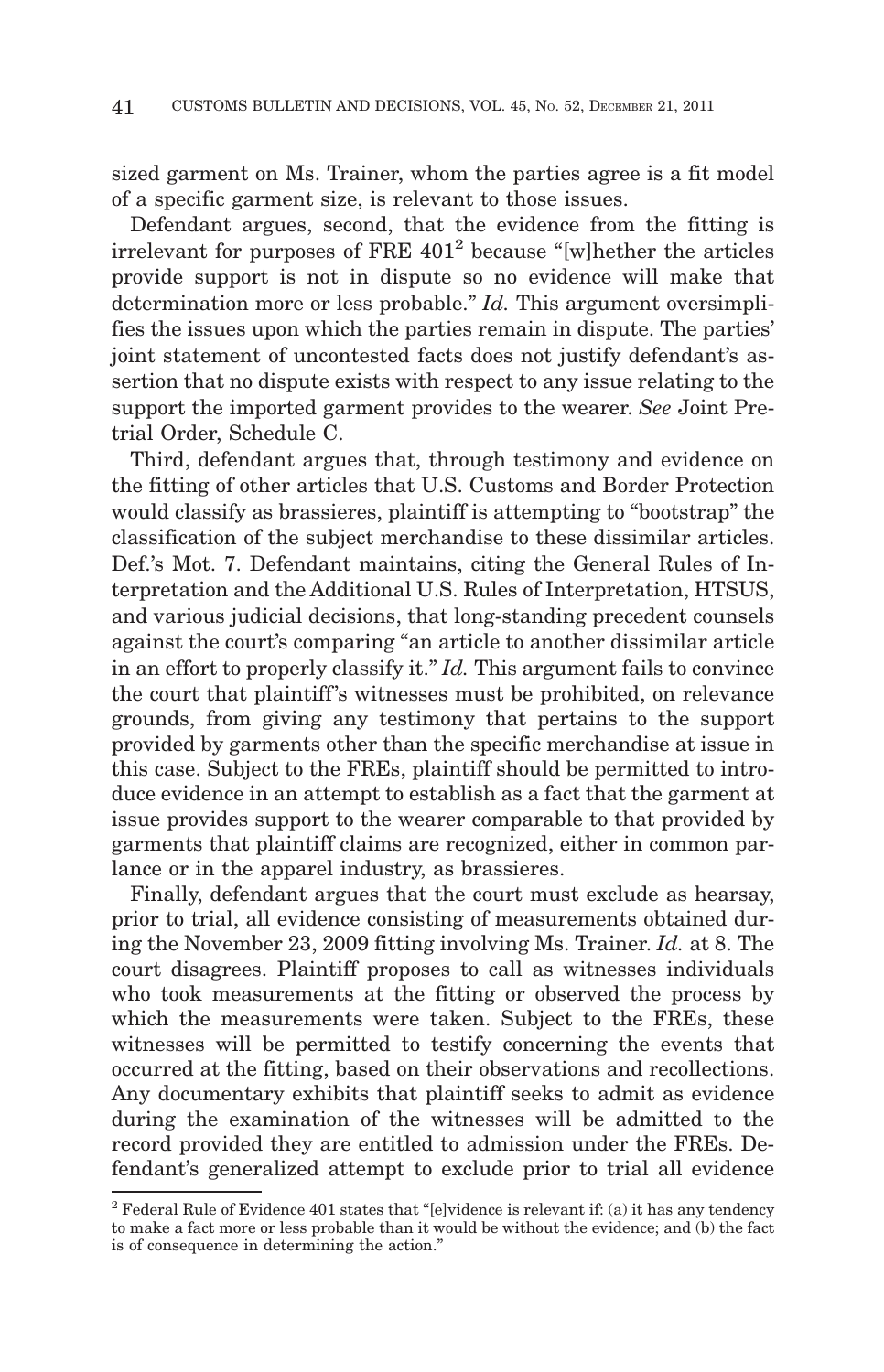sized garment on Ms. Trainer, whom the parties agree is a fit model of a specific garment size, is relevant to those issues.

Defendant argues, second, that the evidence from the fitting is irrelevant for purposes of FRE 401[2] because "[w]hether the articles provide support is not in dispute so no evidence will make that determination more or less probable." *Id.* This argument oversimplifies the issues upon which the parties remain in dispute. The parties' joint statement of uncontested facts does not justify defendant's assertion that no dispute exists with respect to any issue relating to the support the imported garment provides to the wearer. *See* Joint Pretrial Order, Schedule C.

Third, defendant argues that, through testimony and evidence on the fitting of other articles that U.S. Customs and Border Protection would classify as brassieres, plaintiff is attempting to "bootstrap" the classification of the subject merchandise to these dissimilar articles. Def.'s Mot. 7. Defendant maintains, citing the General Rules of Interpretation and the Additional U.S. Rules of Interpretation, HTSUS, and various judicial decisions, that long-standing precedent counsels against the court's comparing "an article to another dissimilar article in an effort to properly classify it." *Id.* This argument fails to convince the court that plaintiff's witnesses must be prohibited, on relevance grounds, from giving any testimony that pertains to the support provided by garments other than the specific merchandise at issue in this case. Subject to the FREs, plaintiff should be permitted to introduce evidence in an attempt to establish as a fact that the garment at issue provides support to the wearer comparable to that provided by garments that plaintiff claims are recognized, either in common parlance or in the apparel industry, as brassieres.

Finally, defendant argues that the court must exclude as hearsay, prior to trial, all evidence consisting of measurements obtained during the November 23, 2009 fitting involving Ms. Trainer. *Id.* at 8. The court disagrees. Plaintiff proposes to call as witnesses individuals who took measurements at the fitting or observed the process by which the measurements were taken. Subject to the FREs, these witnesses will be permitted to testify concerning the events that occurred at the fitting, based on their observations and recollections. Any documentary exhibits that plaintiff seeks to admit as evidence during the examination of the witnesses will be admitted to the record provided they are entitled to admission under the FREs. Defendant's generalized attempt to exclude prior to trial all evidence

[2] Federal Rule of Evidence 401 states that "[e]vidence is relevant if: (a) it has any tendency to make a fact more or less probable than it would be without the evidence; and (b) the fact is of consequence in determining the action."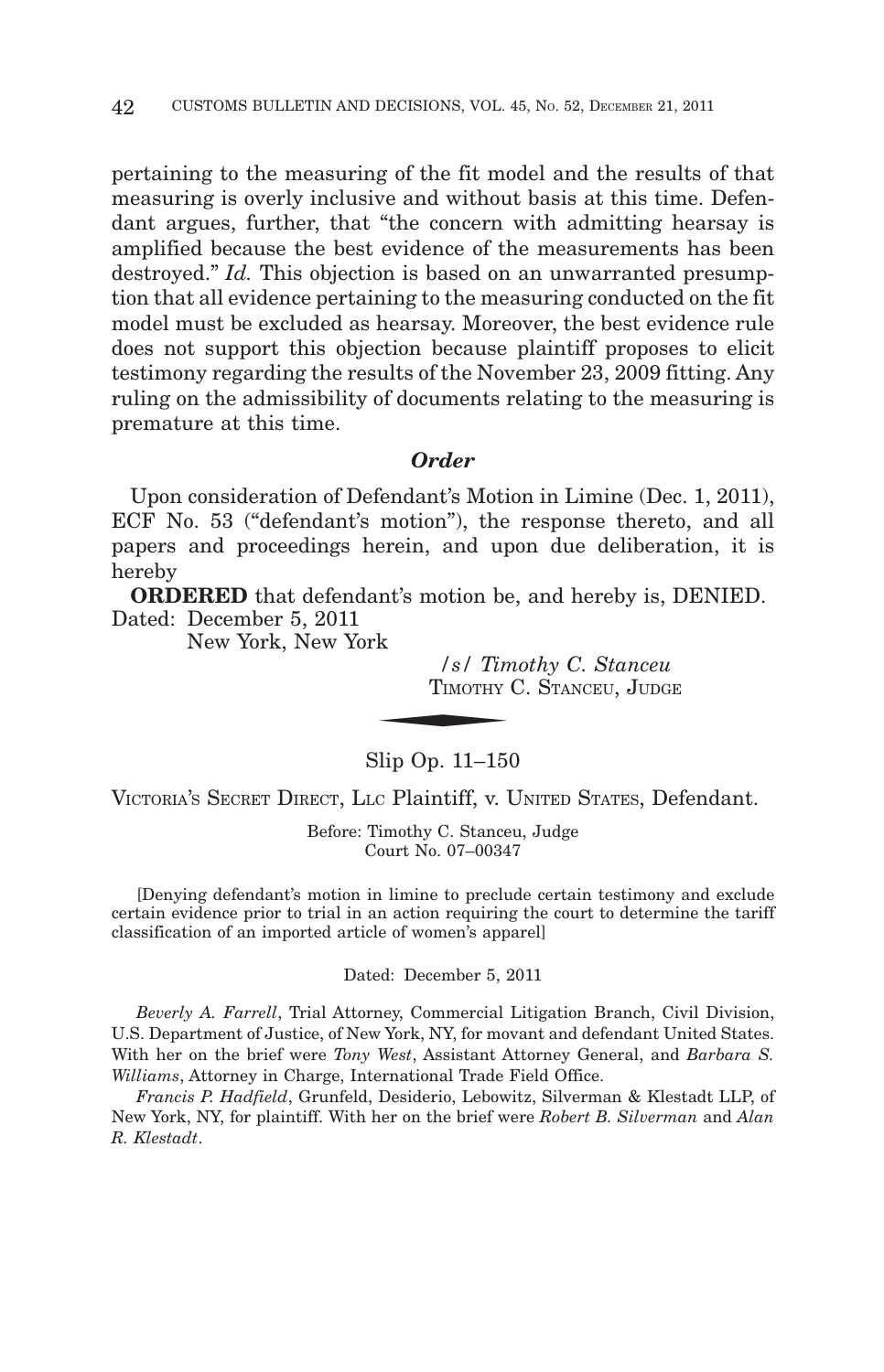pertaining to the measuring of the fit model and the results of that measuring is overly inclusive and without basis at this time. Defendant argues, further, that "the concern with admitting hearsay is amplified because the best evidence of the measurements has been destroyed." *Id.* This objection is based on an unwarranted presumption that all evidence pertaining to the measuring conducted on the fit model must be excluded as hearsay. Moreover, the best evidence rule does not support this objection because plaintiff proposes to elicit testimony regarding the results of the November 23, 2009 fitting. Any ruling on the admissibility of documents relating to the measuring is premature at this time.

### *Order*

Upon consideration of Defendant's Motion in Limine (Dec. 1, 2011), ECF No. 53 ("defendant's motion"), the response thereto, and all papers and proceedings herein, and upon due deliberation, it is hereby

**ORDERED** that defendant's motion be, and hereby is, DENIED.

Dated: December 5, 2011
New York, New York

/s/ *Timothy C. Stanceu*
TIMOTHY C. STANCEU, JUDGE

---

Slip Op. 11–150

VICTORIA'S SECRET DIRECT, LLC Plaintiff, v. UNITED STATES, Defendant.

Before: Timothy C. Stanceu, Judge
Court No. 07–00347

[Denying defendant's motion in limine to preclude certain testimony and exclude certain evidence prior to trial in an action requiring the court to determine the tariff classification of an imported article of women's apparel]

Dated: December 5, 2011

*Beverly A. Farrell*, Trial Attorney, Commercial Litigation Branch, Civil Division, U.S. Department of Justice, of New York, NY, for movant and defendant United States. With her on the brief were *Tony West*, Assistant Attorney General, and *Barbara S. Williams*, Attorney in Charge, International Trade Field Office.

*Francis P. Hadfield*, Grunfeld, Desiderio, Lebowitz, Silverman & Klestadt LLP, of New York, NY, for plaintiff. With her on the brief were *Robert B. Silverman* and *Alan R. Klestadt*.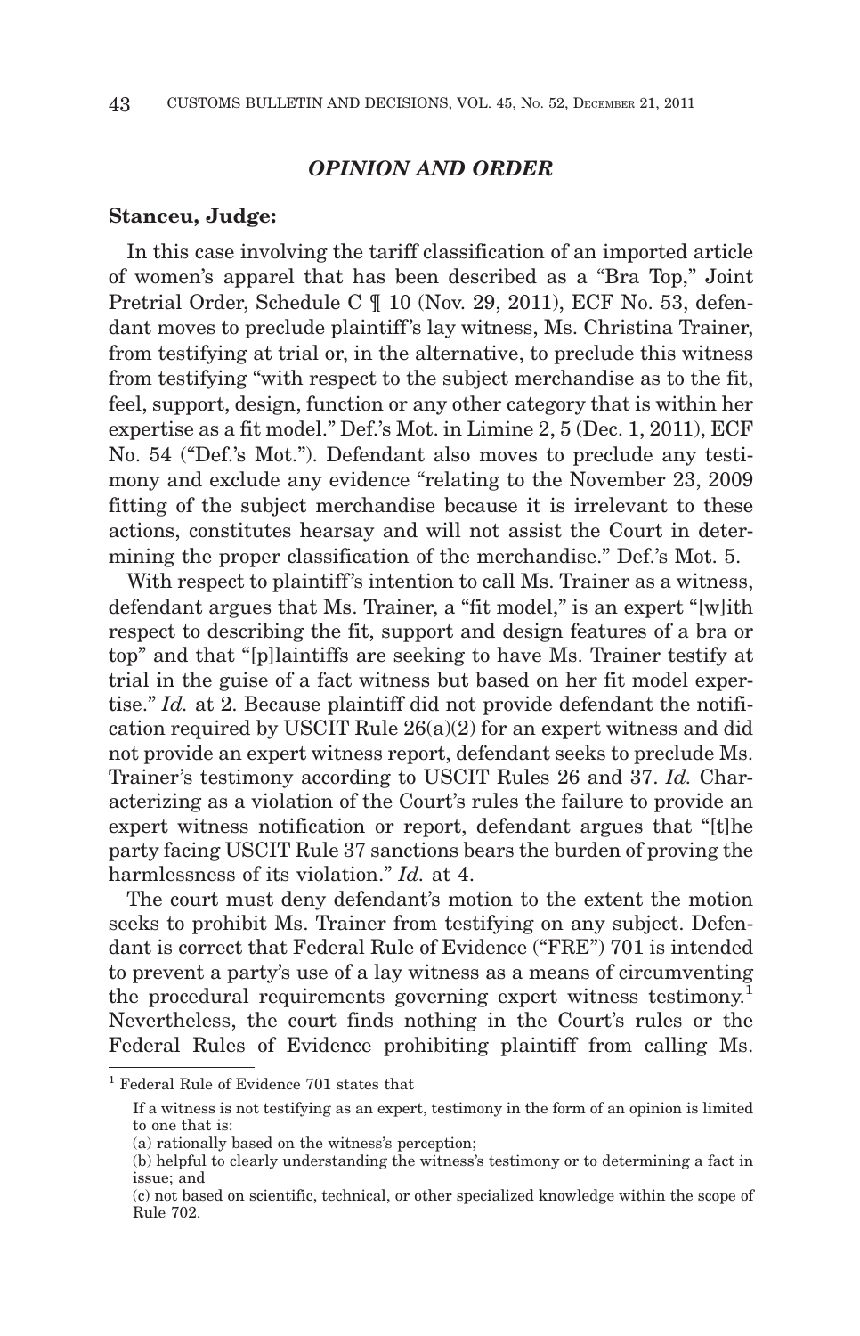## *OPINION AND ORDER*

**Stanceu, Judge:**

In this case involving the tariff classification of an imported article of women's apparel that has been described as a "Bra Top," Joint Pretrial Order, Schedule C ¶ 10 (Nov. 29, 2011), ECF No. 53, defendant moves to preclude plaintiff's lay witness, Ms. Christina Trainer, from testifying at trial or, in the alternative, to preclude this witness from testifying "with respect to the subject merchandise as to the fit, feel, support, design, function or any other category that is within her expertise as a fit model." Def.'s Mot. in Limine 2, 5 (Dec. 1, 2011), ECF No. 54 ("Def.'s Mot."). Defendant also moves to preclude any testimony and exclude any evidence "relating to the November 23, 2009 fitting of the subject merchandise because it is irrelevant to these actions, constitutes hearsay and will not assist the Court in determining the proper classification of the merchandise." Def.'s Mot. 5.

With respect to plaintiff's intention to call Ms. Trainer as a witness, defendant argues that Ms. Trainer, a "fit model," is an expert "[w]ith respect to describing the fit, support and design features of a bra or top" and that "[p]laintiffs are seeking to have Ms. Trainer testify at trial in the guise of a fact witness but based on her fit model expertise." *Id.* at 2. Because plaintiff did not provide defendant the notification required by USCIT Rule 26(a)(2) for an expert witness and did not provide an expert witness report, defendant seeks to preclude Ms. Trainer's testimony according to USCIT Rules 26 and 37. *Id.* Characterizing as a violation of the Court's rules the failure to provide an expert witness notification or report, defendant argues that "[t]he party facing USCIT Rule 37 sanctions bears the burden of proving the harmlessness of its violation." *Id.* at 4.

The court must deny defendant's motion to the extent the motion seeks to prohibit Ms. Trainer from testifying on any subject. Defendant is correct that Federal Rule of Evidence ("FRE") 701 is intended to prevent a party's use of a lay witness as a means of circumventing the procedural requirements governing expert witness testimony.[1] Nevertheless, the court finds nothing in the Court's rules or the Federal Rules of Evidence prohibiting plaintiff from calling Ms.

---

[1] Federal Rule of Evidence 701 states that

> If a witness is not testifying as an expert, testimony in the form of an opinion is limited to one that is:
> (a) rationally based on the witness's perception;
> (b) helpful to clearly understanding the witness's testimony or to determining a fact in issue; and
> (c) not based on scientific, technical, or other specialized knowledge within the scope of Rule 702.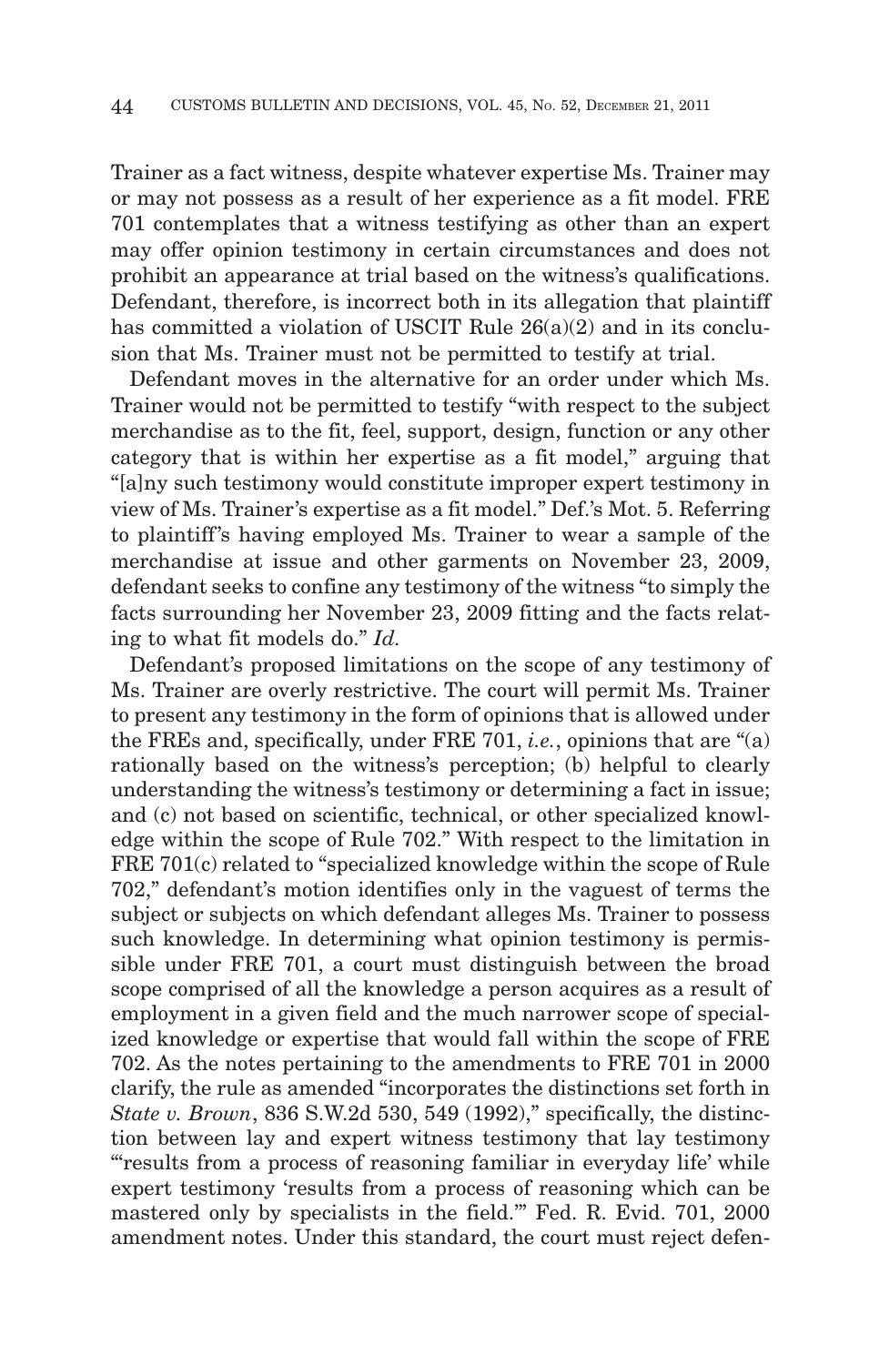Trainer as a fact witness, despite whatever expertise Ms. Trainer may or may not possess as a result of her experience as a fit model. FRE 701 contemplates that a witness testifying as other than an expert may offer opinion testimony in certain circumstances and does not prohibit an appearance at trial based on the witness's qualifications. Defendant, therefore, is incorrect both in its allegation that plaintiff has committed a violation of USCIT Rule 26(a)(2) and in its conclusion that Ms. Trainer must not be permitted to testify at trial.

Defendant moves in the alternative for an order under which Ms. Trainer would not be permitted to testify "with respect to the subject merchandise as to the fit, feel, support, design, function or any other category that is within her expertise as a fit model," arguing that "[a]ny such testimony would constitute improper expert testimony in view of Ms. Trainer's expertise as a fit model." Def.'s Mot. 5. Referring to plaintiff's having employed Ms. Trainer to wear a sample of the merchandise at issue and other garments on November 23, 2009, defendant seeks to confine any testimony of the witness "to simply the facts surrounding her November 23, 2009 fitting and the facts relating to what fit models do." *Id.*

Defendant's proposed limitations on the scope of any testimony of Ms. Trainer are overly restrictive. The court will permit Ms. Trainer to present any testimony in the form of opinions that is allowed under the FREs and, specifically, under FRE 701, *i.e.*, opinions that are "(a) rationally based on the witness's perception; (b) helpful to clearly understanding the witness's testimony or determining a fact in issue; and (c) not based on scientific, technical, or other specialized knowledge within the scope of Rule 702." With respect to the limitation in FRE 701(c) related to "specialized knowledge within the scope of Rule 702," defendant's motion identifies only in the vaguest of terms the subject or subjects on which defendant alleges Ms. Trainer to possess such knowledge. In determining what opinion testimony is permissible under FRE 701, a court must distinguish between the broad scope comprised of all the knowledge a person acquires as a result of employment in a given field and the much narrower scope of specialized knowledge or expertise that would fall within the scope of FRE 702. As the notes pertaining to the amendments to FRE 701 in 2000 clarify, the rule as amended "incorporates the distinctions set forth in *State v. Brown*, 836 S.W.2d 530, 549 (1992)," specifically, the distinction between lay and expert witness testimony that lay testimony "'results from a process of reasoning familiar in everyday life' while expert testimony 'results from a process of reasoning which can be mastered only by specialists in the field.'" Fed. R. Evid. 701, 2000 amendment notes. Under this standard, the court must reject defen-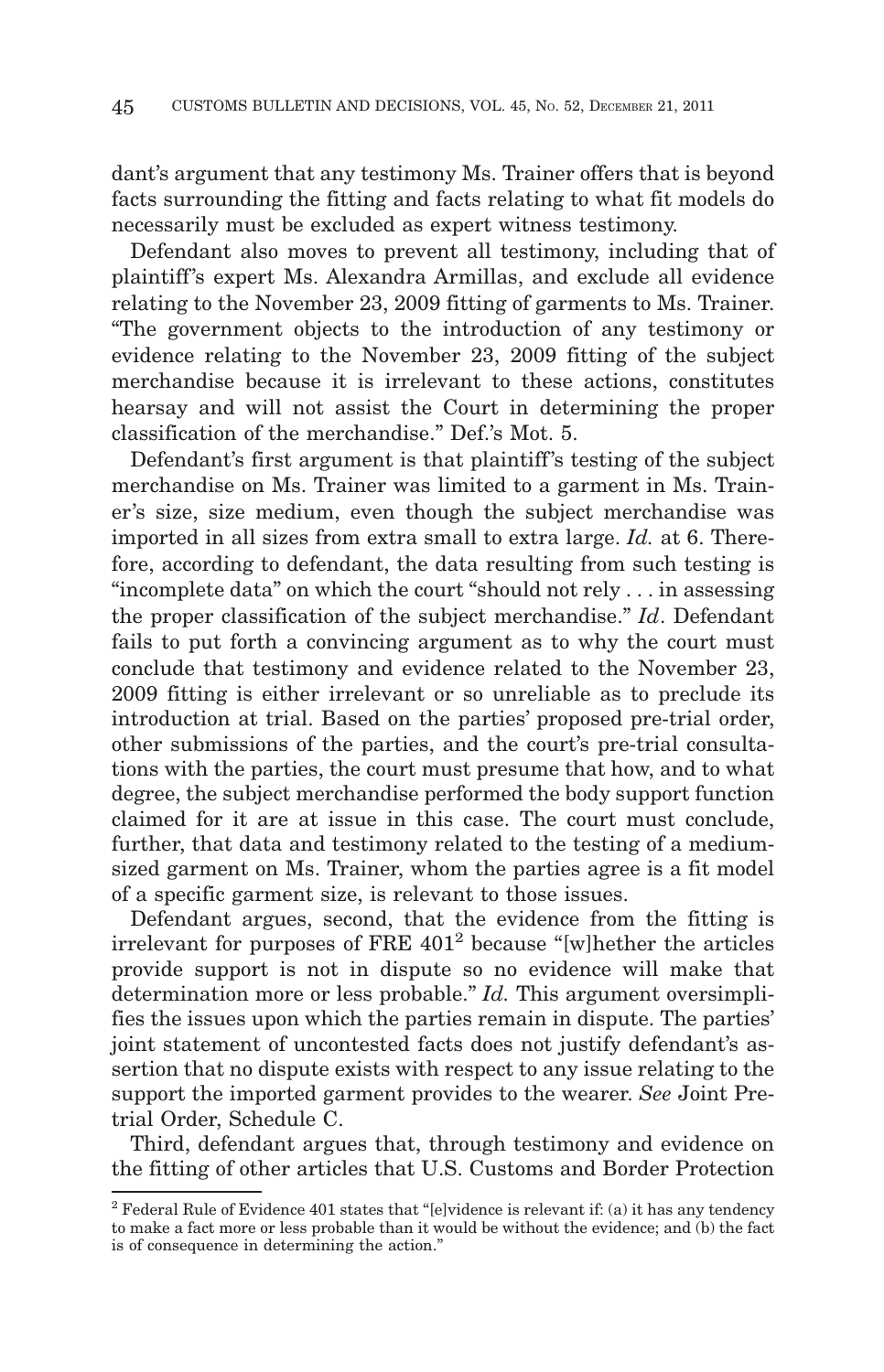dant's argument that any testimony Ms. Trainer offers that is beyond facts surrounding the fitting and facts relating to what fit models do necessarily must be excluded as expert witness testimony.

Defendant also moves to prevent all testimony, including that of plaintiff's expert Ms. Alexandra Armillas, and exclude all evidence relating to the November 23, 2009 fitting of garments to Ms. Trainer. "The government objects to the introduction of any testimony or evidence relating to the November 23, 2009 fitting of the subject merchandise because it is irrelevant to these actions, constitutes hearsay and will not assist the Court in determining the proper classification of the merchandise." Def.'s Mot. 5.

Defendant's first argument is that plaintiff's testing of the subject merchandise on Ms. Trainer was limited to a garment in Ms. Trainer's size, size medium, even though the subject merchandise was imported in all sizes from extra small to extra large. *Id.* at 6. Therefore, according to defendant, the data resulting from such testing is "incomplete data" on which the court "should not rely . . . in assessing the proper classification of the subject merchandise." *Id*. Defendant fails to put forth a convincing argument as to why the court must conclude that testimony and evidence related to the November 23, 2009 fitting is either irrelevant or so unreliable as to preclude its introduction at trial. Based on the parties' proposed pre-trial order, other submissions of the parties, and the court's pre-trial consultations with the parties, the court must presume that how, and to what degree, the subject merchandise performed the body support function claimed for it are at issue in this case. The court must conclude, further, that data and testimony related to the testing of a medium-sized garment on Ms. Trainer, whom the parties agree is a fit model of a specific garment size, is relevant to those issues.

Defendant argues, second, that the evidence from the fitting is irrelevant for purposes of FRE 401[2] because "[w]hether the articles provide support is not in dispute so no evidence will make that determination more or less probable." *Id.* This argument oversimplifies the issues upon which the parties remain in dispute. The parties' joint statement of uncontested facts does not justify defendant's assertion that no dispute exists with respect to any issue relating to the support the imported garment provides to the wearer. *See* Joint Pretrial Order, Schedule C.

Third, defendant argues that, through testimony and evidence on the fitting of other articles that U.S. Customs and Border Protection

---

[2] Federal Rule of Evidence 401 states that "[e]vidence is relevant if: (a) it has any tendency to make a fact more or less probable than it would be without the evidence; and (b) the fact is of consequence in determining the action."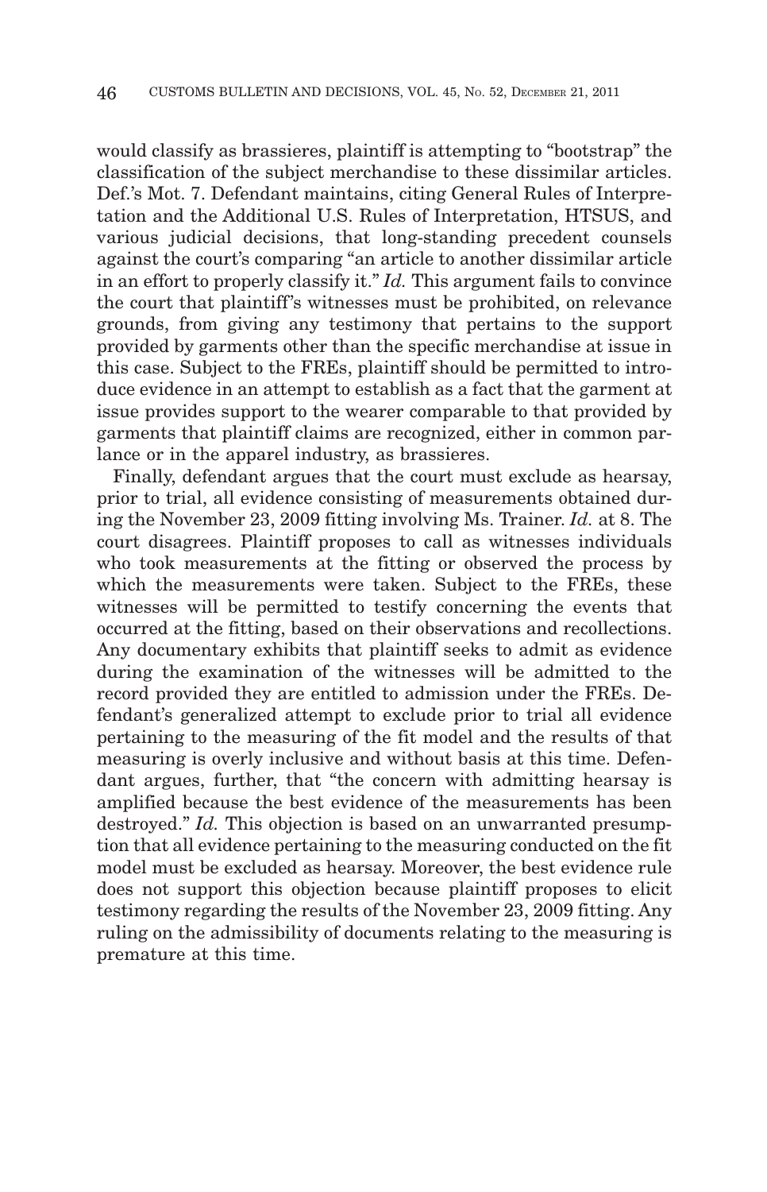would classify as brassieres, plaintiff is attempting to "bootstrap" the classification of the subject merchandise to these dissimilar articles. Def.'s Mot. 7. Defendant maintains, citing General Rules of Interpretation and the Additional U.S. Rules of Interpretation, HTSUS, and various judicial decisions, that long-standing precedent counsels against the court's comparing "an article to another dissimilar article in an effort to properly classify it." *Id.* This argument fails to convince the court that plaintiff's witnesses must be prohibited, on relevance grounds, from giving any testimony that pertains to the support provided by garments other than the specific merchandise at issue in this case. Subject to the FREs, plaintiff should be permitted to introduce evidence in an attempt to establish as a fact that the garment at issue provides support to the wearer comparable to that provided by garments that plaintiff claims are recognized, either in common parlance or in the apparel industry, as brassieres.

Finally, defendant argues that the court must exclude as hearsay, prior to trial, all evidence consisting of measurements obtained during the November 23, 2009 fitting involving Ms. Trainer. *Id.* at 8. The court disagrees. Plaintiff proposes to call as witnesses individuals who took measurements at the fitting or observed the process by which the measurements were taken. Subject to the FREs, these witnesses will be permitted to testify concerning the events that occurred at the fitting, based on their observations and recollections. Any documentary exhibits that plaintiff seeks to admit as evidence during the examination of the witnesses will be admitted to the record provided they are entitled to admission under the FREs. Defendant's generalized attempt to exclude prior to trial all evidence pertaining to the measuring of the fit model and the results of that measuring is overly inclusive and without basis at this time. Defendant argues, further, that "the concern with admitting hearsay is amplified because the best evidence of the measurements has been destroyed." *Id.* This objection is based on an unwarranted presumption that all evidence pertaining to the measuring conducted on the fit model must be excluded as hearsay. Moreover, the best evidence rule does not support this objection because plaintiff proposes to elicit testimony regarding the results of the November 23, 2009 fitting. Any ruling on the admissibility of documents relating to the measuring is premature at this time.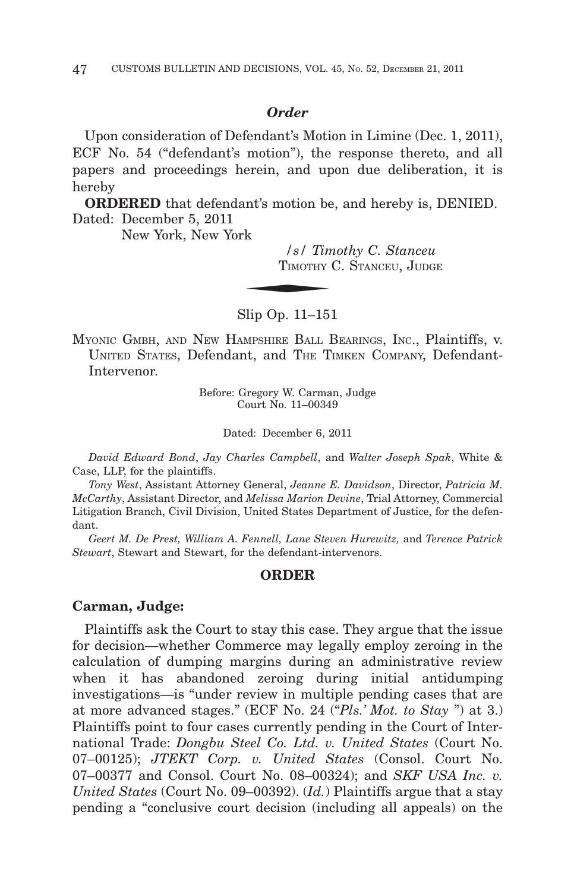## *Order*

Upon consideration of Defendant's Motion in Limine (Dec. 1, 2011), ECF No. 54 ("defendant's motion"), the response thereto, and all papers and proceedings herein, and upon due deliberation, it is hereby

**ORDERED** that defendant's motion be, and hereby is, DENIED.

Dated: December 5, 2011
New York, New York

/s/ *Timothy C. Stanceu*
TIMOTHY C. STANCEU, JUDGE

---

Slip Op. 11–151

MYONIC GMBH, AND NEW HAMPSHIRE BALL BEARINGS, INC., Plaintiffs, v. UNITED STATES, Defendant, and THE TIMKEN COMPANY, Defendant-Intervenor.

Before: Gregory W. Carman, Judge
Court No. 11–00349

Dated: December 6, 2011

*David Edward Bond*, *Jay Charles Campbell*, and *Walter Joseph Spak*, White & Case, LLP, for the plaintiffs.

*Tony West*, Assistant Attorney General, *Jeanne E. Davidson*, Director, *Patricia M. McCarthy*, Assistant Director, and *Melissa Marion Devine*, Trial Attorney, Commercial Litigation Branch, Civil Division, United States Department of Justice, for the defendant.

*Geert M. De Prest, William A. Fennell, Lane Steven Hurewitz,* and *Terence Patrick Stewart*, Stewart and Stewart, for the defendant-intervenors.

## ORDER

**Carman, Judge:**

Plaintiffs ask the Court to stay this case. They argue that the issue for decision—whether Commerce may legally employ zeroing in the calculation of dumping margins during an administrative review when it has abandoned zeroing during initial antidumping investigations—is "under review in multiple pending cases that are at more advanced stages." (ECF No. 24 ("*Pls.' Mot. to Stay* ") at 3.) Plaintiffs point to four cases currently pending in the Court of International Trade: *Dongbu Steel Co. Ltd. v. United States* (Court No. 07–00125); *JTEKT Corp. v. United States* (Consol. Court No. 07–00377 and Consol. Court No. 08–00324); and *SKF USA Inc. v. United States* (Court No. 09–00392). (*Id.*) Plaintiffs argue that a stay pending a "conclusive court decision (including all appeals) on the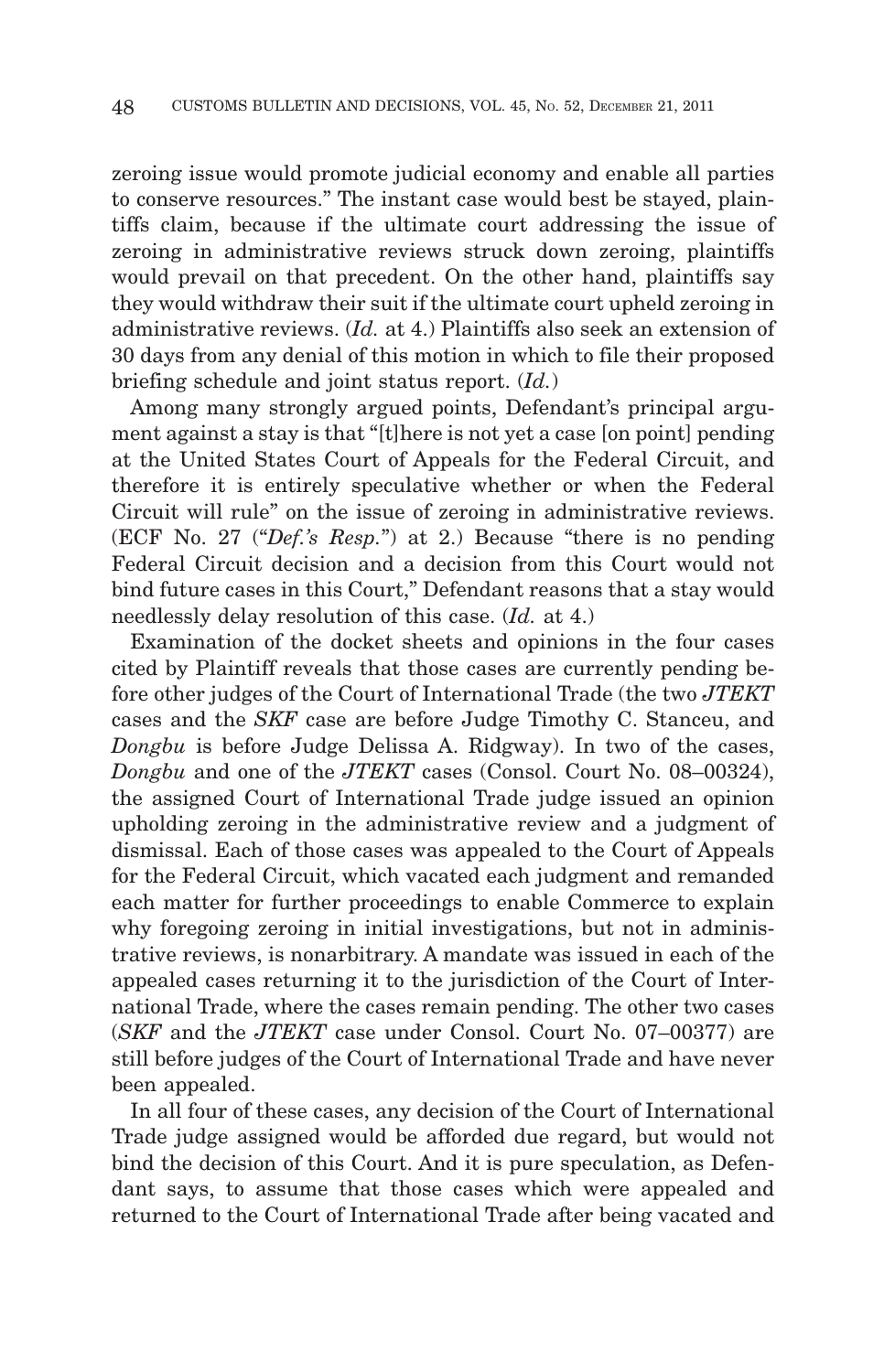zeroing issue would promote judicial economy and enable all parties to conserve resources." The instant case would best be stayed, plaintiffs claim, because if the ultimate court addressing the issue of zeroing in administrative reviews struck down zeroing, plaintiffs would prevail on that precedent. On the other hand, plaintiffs say they would withdraw their suit if the ultimate court upheld zeroing in administrative reviews. (*Id.* at 4.) Plaintiffs also seek an extension of 30 days from any denial of this motion in which to file their proposed briefing schedule and joint status report. (*Id.*)

Among many strongly argued points, Defendant's principal argument against a stay is that "[t]here is not yet a case [on point] pending at the United States Court of Appeals for the Federal Circuit, and therefore it is entirely speculative whether or when the Federal Circuit will rule" on the issue of zeroing in administrative reviews. (ECF No. 27 ("*Def.'s Resp.*") at 2.) Because "there is no pending Federal Circuit decision and a decision from this Court would not bind future cases in this Court," Defendant reasons that a stay would needlessly delay resolution of this case. (*Id.* at 4.)

Examination of the docket sheets and opinions in the four cases cited by Plaintiff reveals that those cases are currently pending before other judges of the Court of International Trade (the two *JTEKT* cases and the *SKF* case are before Judge Timothy C. Stanceu, and *Dongbu* is before Judge Delissa A. Ridgway). In two of the cases, *Dongbu* and one of the *JTEKT* cases (Consol. Court No. 08–00324), the assigned Court of International Trade judge issued an opinion upholding zeroing in the administrative review and a judgment of dismissal. Each of those cases was appealed to the Court of Appeals for the Federal Circuit, which vacated each judgment and remanded each matter for further proceedings to enable Commerce to explain why foregoing zeroing in initial investigations, but not in administrative reviews, is nonarbitrary. A mandate was issued in each of the appealed cases returning it to the jurisdiction of the Court of International Trade, where the cases remain pending. The other two cases (*SKF* and the *JTEKT* case under Consol. Court No. 07–00377) are still before judges of the Court of International Trade and have never been appealed.

In all four of these cases, any decision of the Court of International Trade judge assigned would be afforded due regard, but would not bind the decision of this Court. And it is pure speculation, as Defendant says, to assume that those cases which were appealed and returned to the Court of International Trade after being vacated and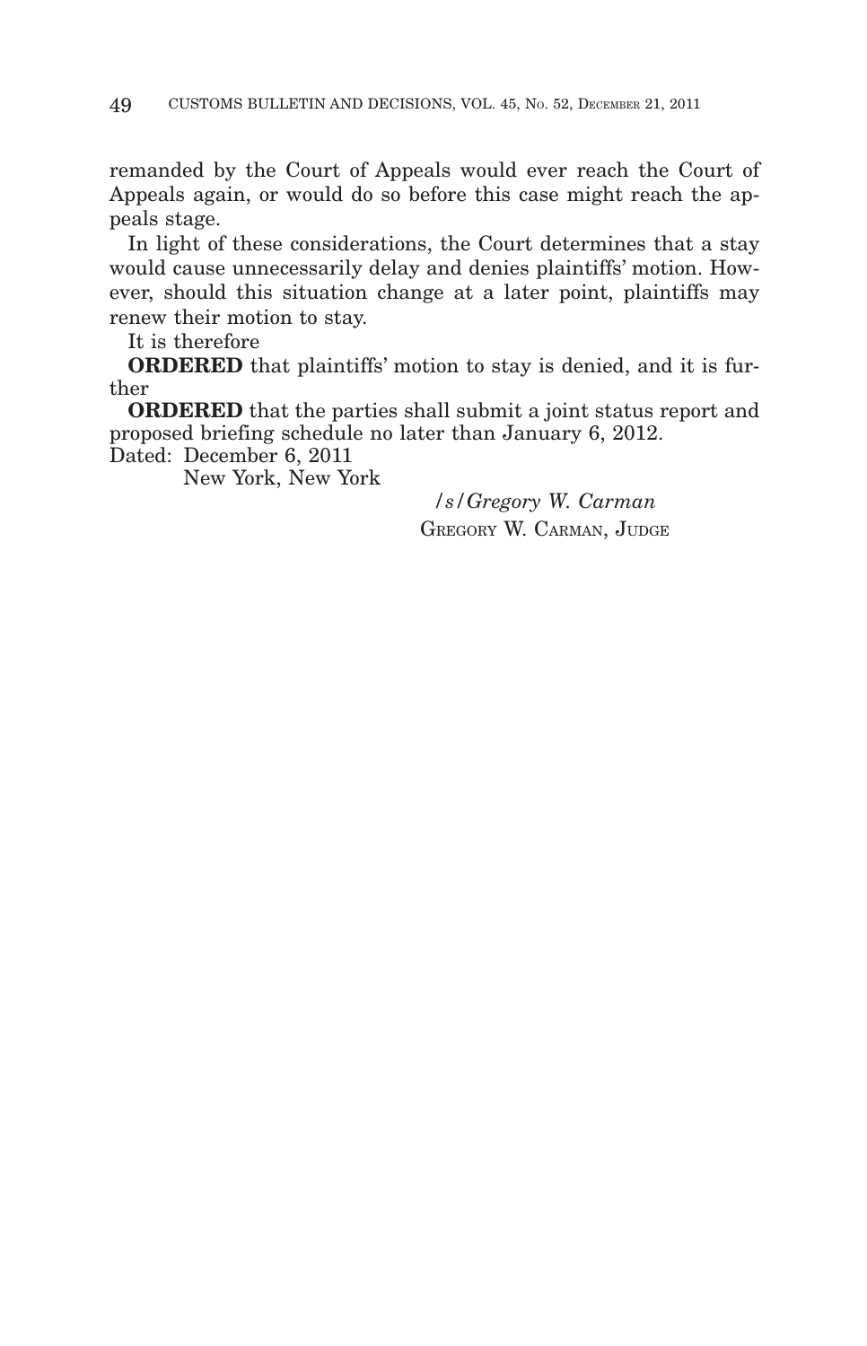remanded by the Court of Appeals would ever reach the Court of Appeals again, or would do so before this case might reach the appeals stage.

In light of these considerations, the Court determines that a stay would cause unnecessarily delay and denies plaintiffs' motion. However, should this situation change at a later point, plaintiffs may renew their motion to stay.

It is therefore

**ORDERED** that plaintiffs' motion to stay is denied, and it is further

**ORDERED** that the parties shall submit a joint status report and proposed briefing schedule no later than January 6, 2012.

Dated: December 6, 2011
New York, New York

/s/ *Gregory W. Carman*
GREGORY W. CARMAN, JUDGE